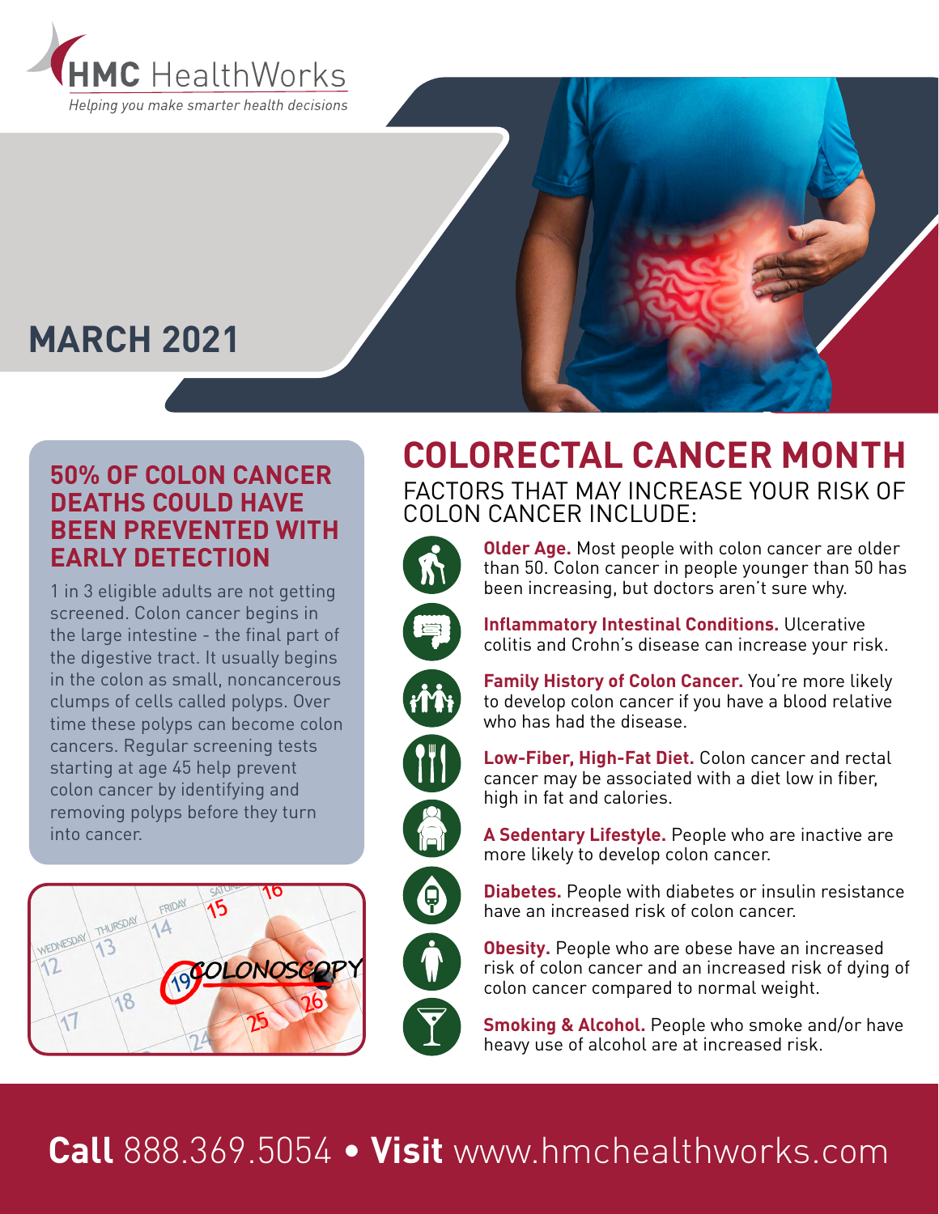**HMC HealthWorks**

*Helping you make smarter health decisions*

# MARCH 2021

## 50% OF COLON CANCER DEATHS COULD HAVE BEEN PREVENTED WITH EARLY DETECTION

1 in 3 eligible adults are not getting screened. Colon cancer begins in the large intestine - the final part of the digestive tract. It usually begins in the colon as small, noncancerous clumps of cells called polyps. Over time these polyps can become colon cancers. Regular screening tests starting at age 45 help prevent colon cancer by identifying and removing polyps before they turn into cancer.

# COLORECTAL CANCER MONTH

## FACTORS THAT MAY INCREASE YOUR RISK OF COLON CANCER INCLUDE:

**Older Age.** Most people with colon cancer are older than 50. Colon cancer in people younger than 50 has been increasing, but doctors aren't sure why.

**Inflammatory Intestinal Conditions.** Ulcerative colitis and Crohn's disease can increase your risk.

**Family History of Colon Cancer.** You're more likely to develop colon cancer if you have a blood relative who has had the disease.

**Low-Fiber, High-Fat Diet.** Colon cancer and rectal cancer may be associated with a diet low in fiber, high in fat and calories.

**A Sedentary Lifestyle.** People who are inactive are more likely to develop colon cancer.

**Diabetes.** People with diabetes or insulin resistance have an increased risk of colon cancer.

**Obesity.** People who are obese have an increased risk of colon cancer and an increased risk of dying of colon cancer compared to normal weight.

**Smoking & Alcohol.** People who smoke and/or have heavy use of alcohol are at increased risk.

**Call** 888.369.5054 • **Visit** www.hmchealthworks.com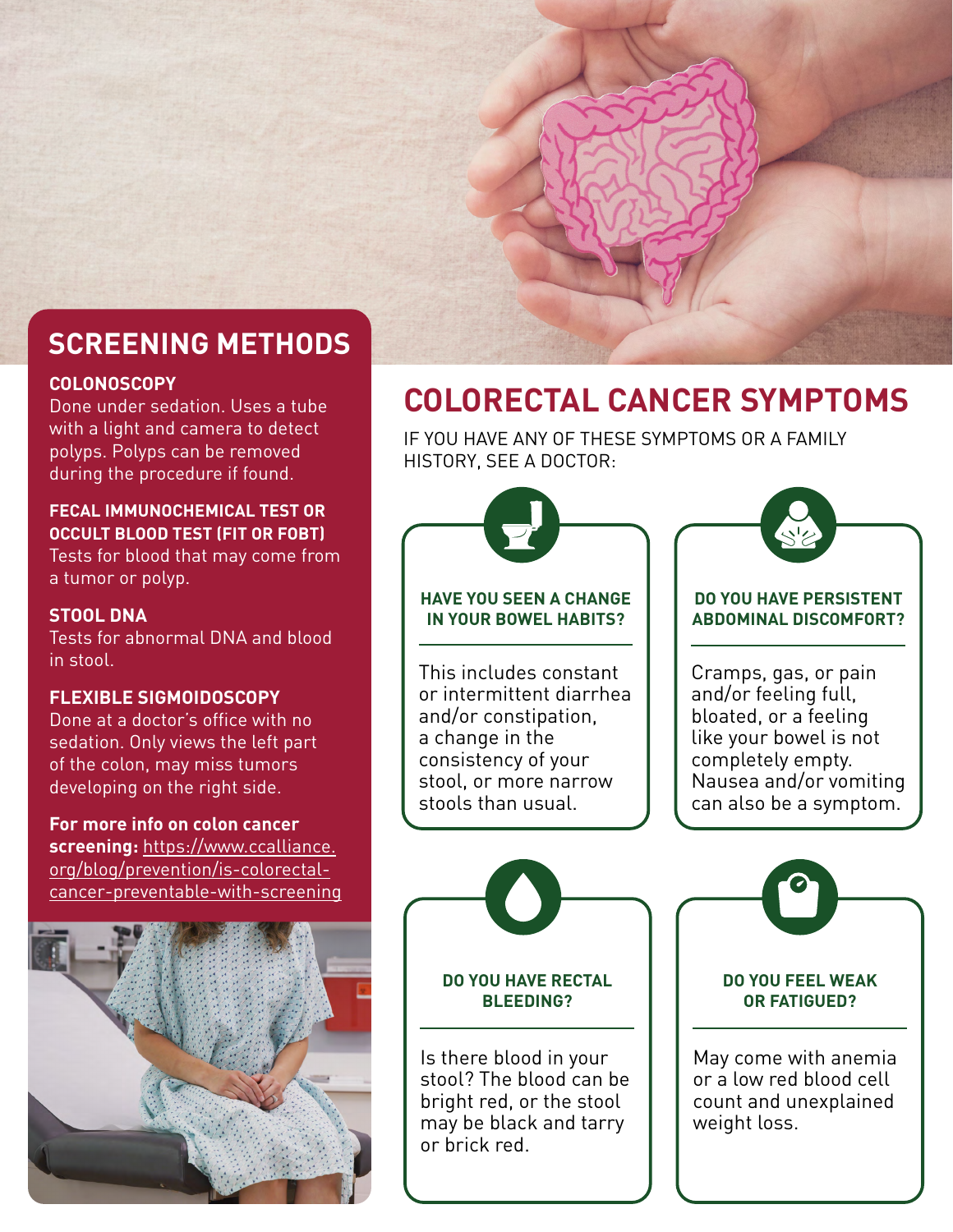## SCREENING METHODS

**COLONOSCOPY**
Done under sedation. Uses a tube with a light and camera to detect polyps. Polyps can be removed during the procedure if found.

**FECAL IMMUNOCHEMICAL TEST OR OCCULT BLOOD TEST (FIT OR FOBT)**
Tests for blood that may come from a tumor or polyp.

**STOOL DNA**
Tests for abnormal DNA and blood in stool.

**FLEXIBLE SIGMOIDOSCOPY**
Done at a doctor's office with no sedation. Only views the left part of the colon, may miss tumors developing on the right side.

**For more info on colon cancer screening:** https://www.ccalliance.org/blog/prevention/is-colorectal-cancer-preventable-with-screening

## COLORECTAL CANCER SYMPTOMS

IF YOU HAVE ANY OF THESE SYMPTOMS OR A FAMILY HISTORY, SEE A DOCTOR:

### HAVE YOU SEEN A CHANGE IN YOUR BOWEL HABITS?

This includes constant or intermittent diarrhea and/or constipation, a change in the consistency of your stool, or more narrow stools than usual.

### DO YOU HAVE PERSISTENT ABDOMINAL DISCOMFORT?

Cramps, gas, or pain and/or feeling full, bloated, or a feeling like your bowel is not completely empty. Nausea and/or vomiting can also be a symptom.

### DO YOU HAVE RECTAL BLEEDING?

Is there blood in your stool? The blood can be bright red, or the stool may be black and tarry or brick red.

### DO YOU FEEL WEAK OR FATIGUED?

May come with anemia or a low red blood cell count and unexplained weight loss.